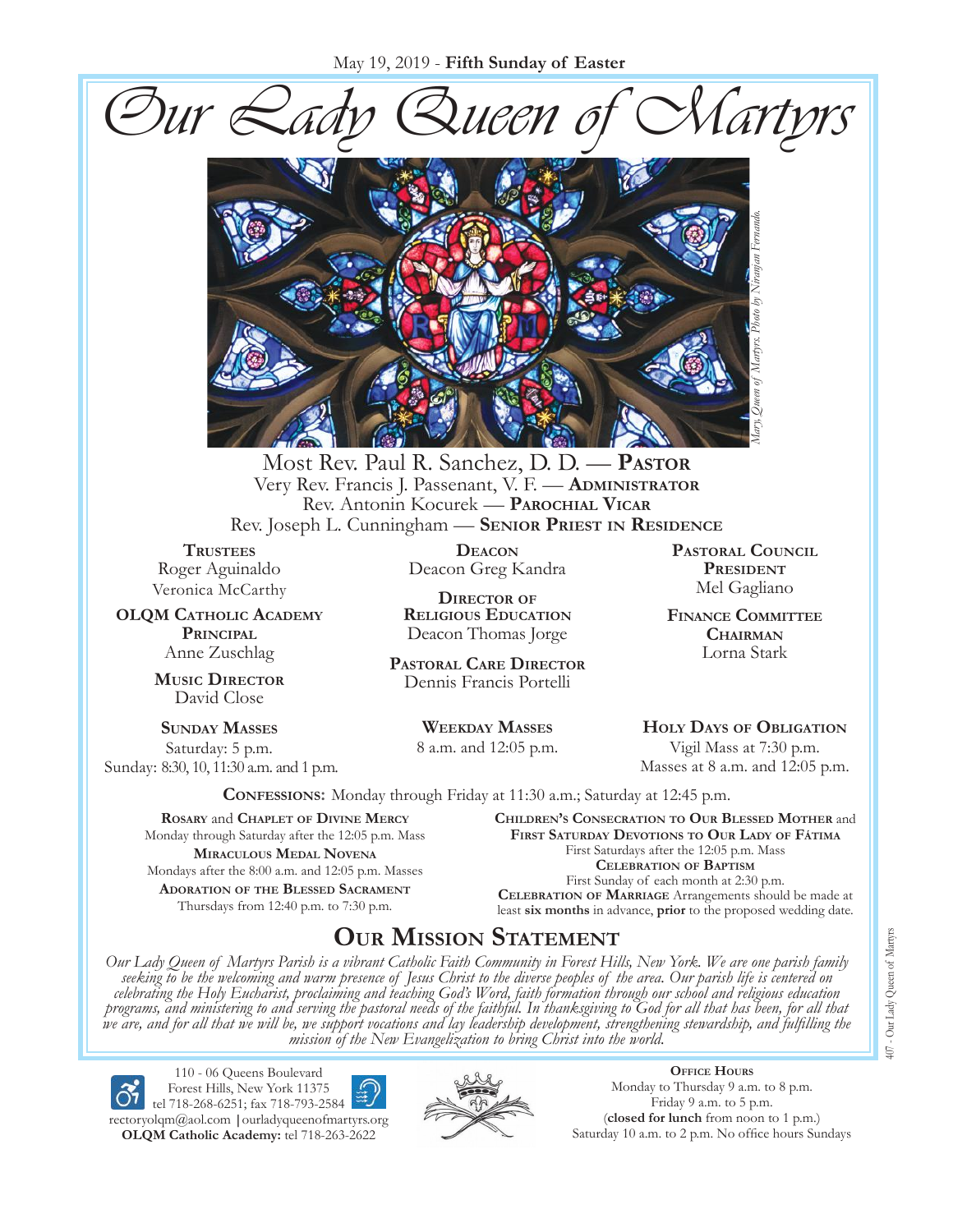May 19, 2019 - **Fifth Sunday of Easter**

# Our Lady Queen of Martyrs

*Mary, Queen of Martyrs. Photo by Niranjan Fernando.*

Most Rev. Paul R. Sanchez, D. D. — **Pastor**
Very Rev. Francis J. Passenant, V. F. — **Administrator**
Rev. Antonin Kocurek — **Parochial Vicar**
Rev. Joseph L. Cunningham — **Senior Priest in Residence**

**Trustees**
Roger Aguinaldo
Veronica McCarthy

**OLQM Catholic Academy Principal**
Anne Zuschlag

**Music Director**
David Close

**Deacon**
Deacon Greg Kandra

**Director of Religious Education**
Deacon Thomas Jorge

**Pastoral Care Director**
Dennis Francis Portelli

**Pastoral Council President**
Mel Gagliano

**Finance Committee Chairman**
Lorna Stark

**Sunday Masses**
Saturday: 5 p.m.
Sunday: 8:30, 10, 11:30 a.m. and 1 p.m.

**Weekday Masses**
8 a.m. and 12:05 p.m.

**Holy Days of Obligation**
Vigil Mass at 7:30 p.m.
Masses at 8 a.m. and 12:05 p.m.

**Confessions:** Monday through Friday at 11:30 a.m.; Saturday at 12:45 p.m.

**Rosary** and **Chaplet of Divine Mercy**
Monday through Saturday after the 12:05 p.m. Mass

**Miraculous Medal Novena**
Mondays after the 8:00 a.m. and 12:05 p.m. Masses

**Adoration of the Blessed Sacrament**
Thursdays from 12:40 p.m. to 7:30 p.m.

**Children's Consecration to Our Blessed Mother** and **First Saturday Devotions to Our Lady of Fátima**
First Saturdays after the 12:05 p.m. Mass

**Celebration of Baptism**
First Sunday of each month at 2:30 p.m.

**Celebration of Marriage** Arrangements should be made at least **six months** in advance, **prior** to the proposed wedding date.

## Our Mission Statement

*Our Lady Queen of Martyrs Parish is a vibrant Catholic Faith Community in Forest Hills, New York. We are one parish family seeking to be the welcoming and warm presence of Jesus Christ to the diverse peoples of the area. Our parish life is centered on celebrating the Holy Eucharist, proclaiming and teaching God's Word, faith formation through our school and religious education programs, and ministering to and serving the pastoral needs of the faithful. In thanksgiving to God for all that has been, for all that we are, and for all that we will be, we support vocations and lay leadership development, strengthening stewardship, and fulfilling the mission of the New Evangelization to bring Christ into the world.*

110 - 06 Queens Boulevard
Forest Hills, New York 11375
tel 718-268-6251; fax 718-793-2584
rectoryolqm@aol.com | ourladyqueenofmartyrs.org
**OLQM Catholic Academy:** tel 718-263-2622

**Office Hours**
Monday to Thursday 9 a.m. to 8 p.m.
Friday 9 a.m. to 5 p.m.
(**closed for lunch** from noon to 1 p.m.)
Saturday 10 a.m. to 2 p.m. No office hours Sundays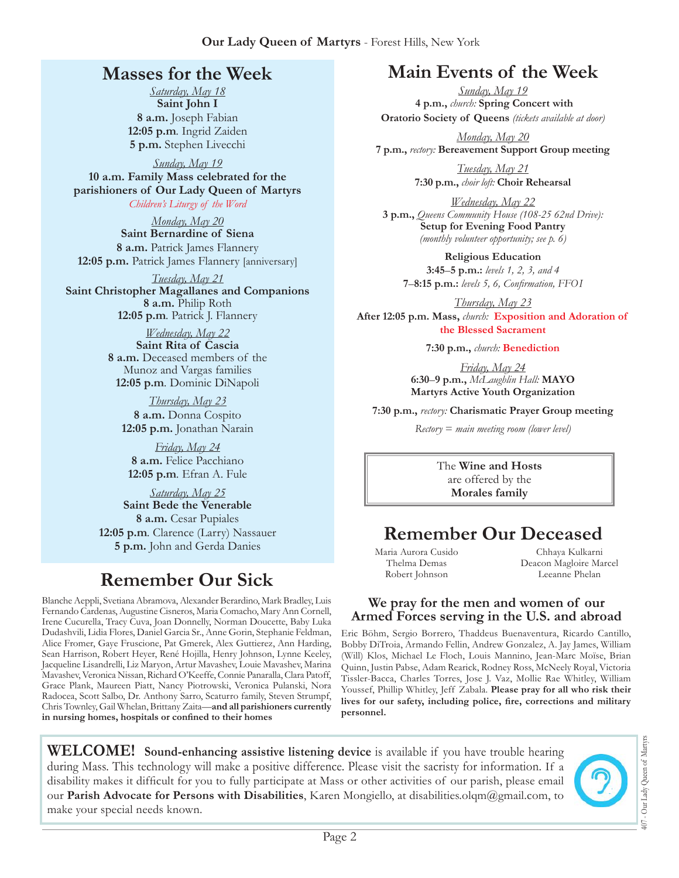## Masses for the Week

*Saturday, May 18*
**Saint John I**
**8 a.m.** Joseph Fabian
**12:05 p.m**. Ingrid Zaiden
**5 p.m.** Stephen Livecchi

*Sunday, May 19*
**10 a.m. Family Mass celebrated for the parishioners of Our Lady Queen of Martyrs**
*Children's Liturgy of the Word*

*Monday, May 20*
**Saint Bernardine of Siena**
**8 a.m.** Patrick James Flannery
**12:05 p.m.** Patrick James Flannery [anniversary]

*Tuesday, May 21*
**Saint Christopher Magallanes and Companions**
**8 a.m.** Philip Roth
**12:05 p.m**. Patrick J. Flannery

*Wednesday, May 22*
**Saint Rita of Cascia**
**8 a.m.** Deceased members of the Munoz and Vargas families
**12:05 p.m**. Dominic DiNapoli

*Thursday, May 23*
**8 a.m.** Donna Cospito
**12:05 p.m.** Jonathan Narain

*Friday, May 24*
**8 a.m.** Felice Pacchiano
**12:05 p.m**. Efran A. Fule

*Saturday, May 25*
**Saint Bede the Venerable**
**8 a.m.** Cesar Pupiales
**12:05 p.m**. Clarence (Larry) Nassauer
**5 p.m.** John and Gerda Danies

## Remember Our Sick

Blanche Aeppli, Svetiana Abramova, Alexander Berardino, Mark Bradley, Luis Fernando Cardenas, Augustine Cisneros, Maria Comacho, Mary Ann Cornell, Irene Cucurella, Tracy Cuva, Joan Donnelly, Norman Doucette, Baby Luka Dudashvili, Lidia Flores, Daniel Garcia Sr., Anne Gorin, Stephanie Feldman, Alice Fromer, Gaye Fruscione, Pat Gmerek, Alex Guttierez, Ann Harding, Sean Harrison, Robert Heyer, René Hojilla, Henry Johnson, Lynne Keeley, Jacqueline Lisandrelli, Liz Maryon, Artur Mavashev, Louie Mavashev, Marina Mavashev, Veronica Nissan, Richard O'Keeffe, Connie Panaralla, Clara Patoff, Grace Plank, Maureen Piatt, Nancy Piotrowski, Veronica Pulanski, Nora Radocea, Scott Salbo, Dr. Anthony Sarro, Scaturro family, Steven Strumpf, Chris Townley, Gail Whelan, Brittany Zaita—**and all parishioners currently in nursing homes, hospitals or confined to their homes**

## Main Events of the Week

*Sunday, May 19*
**4 p.m.,** *church:* **Spring Concert with Oratorio Society of Queens** *(tickets available at door)*

*Monday, May 20*
**7 p.m.,** *rectory:* **Bereavement Support Group meeting**

*Tuesday, May 21*
**7:30 p.m.,** *choir loft:* **Choir Rehearsal**

*Wednesday, May 22*
**3 p.m.,** *Queens Community House (108-25 62nd Drive):* **Setup for Evening Food Pantry** *(monthly volunteer opportunity; see p. 6)*

**Religious Education**
**3:45–5 p.m.:** *levels 1, 2, 3, and 4*
**7–8:15 p.m.:** *levels 5, 6, Confirmation, FFOI*

*Thursday, May 23*
**After 12:05 p.m. Mass,** *church:* **Exposition and Adoration of the Blessed Sacrament**

**7:30 p.m.,** *church:* **Benediction**

*Friday, May 24*
**6:30–9 p.m.,** *McLaughlin Hall:* **MAYO Martyrs Active Youth Organization**

**7:30 p.m.,** *rectory:* **Charismatic Prayer Group meeting**

*Rectory = main meeting room (lower level)*

The **Wine and Hosts** are offered by the **Morales family**

## Remember Our Deceased

Maria Aurora Cusido
Thelma Demas
Robert Johnson
Chhaya Kulkarni
Deacon Magloire Marcel
Leeanne Phelan

### We pray for the men and women of our Armed Forces serving in the U.S. and abroad

Eric Böhm, Sergio Borrero, Thaddeus Buenaventura, Ricardo Cantillo, Bobby DiTroia, Armando Fellin, Andrew Gonzalez, A. Jay James, William (Will) Klos, Michael Le Floch, Louis Mannino, Jean-Marc Moïse, Brian Quinn, Justin Pabse, Adam Rearick, Rodney Ross, McNeely Royal, Victoria Tissler-Bacca, Charles Torres, Jose J. Vaz, Mollie Rae Whitley, William Youssef, Phillip Whitley, Jeff Zabala. **Please pray for all who risk their lives for our safety, including police, fire, corrections and military personnel.**

**WELCOME! Sound-enhancing assistive listening device** is available if you have trouble hearing during Mass. This technology will make a positive difference. Please visit the sacristy for information. If a disability makes it difficult for you to fully participate at Mass or other activities of our parish, please email our **Parish Advocate for Persons with Disabilities**, Karen Mongiello, at disabilities.olqm@gmail.com, to make your special needs known.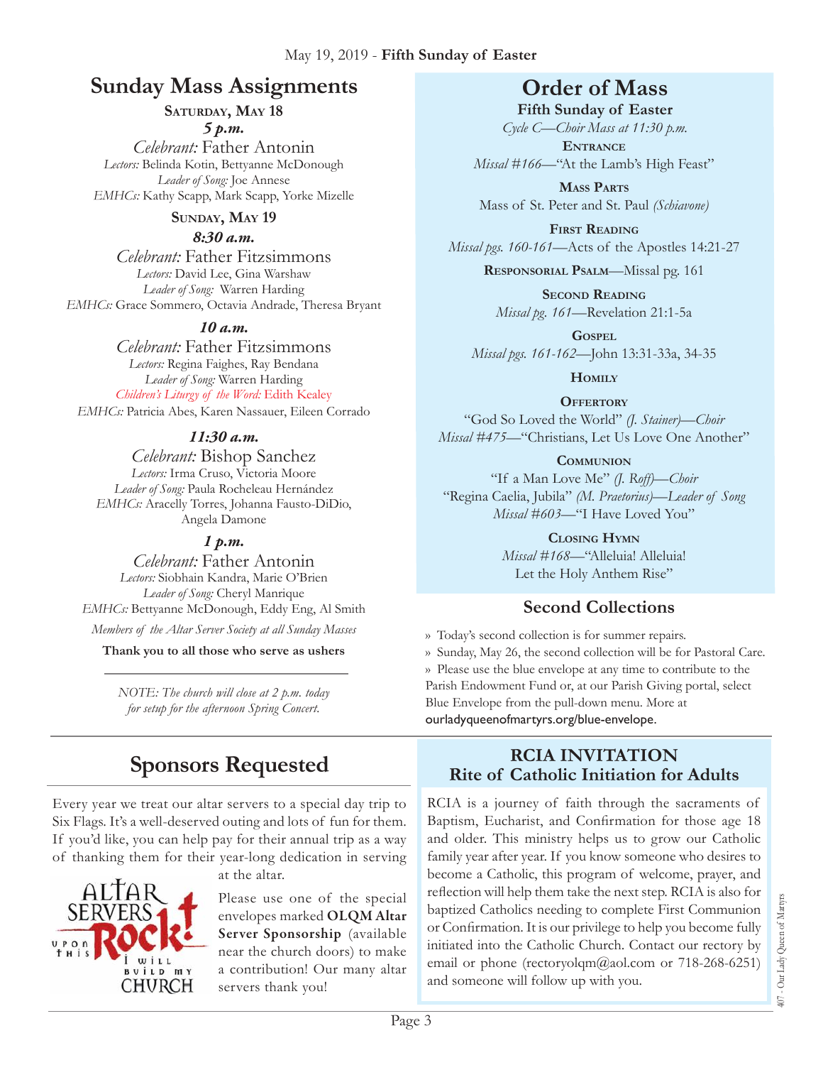May 19, 2019 - **Fifth Sunday of Easter**

## Sunday Mass Assignments

**Saturday, May 18**

***5 p.m.***

*Celebrant:* Father Antonin
*Lectors:* Belinda Kotin, Bettyanne McDonough
*Leader of Song:* Joe Annese
*EMHCs:* Kathy Scapp, Mark Scapp, Yorke Mizelle

**Sunday, May 19**

***8:30 a.m.***

*Celebrant:* Father Fitzsimmons
*Lectors:* David Lee, Gina Warshaw
*Leader of Song:* Warren Harding
*EMHCs:* Grace Sommero, Octavia Andrade, Theresa Bryant

***10 a.m.***

*Celebrant:* Father Fitzsimmons
*Lectors:* Regina Faighes, Ray Bendana
*Leader of Song:* Warren Harding
*Children's Liturgy of the Word:* Edith Kealey
*EMHCs:* Patricia Abes, Karen Nassauer, Eileen Corrado

***11:30 a.m.***

*Celebrant:* Bishop Sanchez
*Lectors:* Irma Cruso, Victoria Moore
*Leader of Song:* Paula Rocheleau Hernández
*EMHCs:* Aracelly Torres, Johanna Fausto-DiDio, Angela Damone

***1 p.m.***

*Celebrant:* Father Antonin
*Lectors:* Siobhain Kandra, Marie O'Brien
*Leader of Song:* Cheryl Manrique
*EMHCs:* Bettyanne McDonough, Eddy Eng, Al Smith

*Members of the Altar Server Society at all Sunday Masses*

**Thank you to all those who serve as ushers**

*NOTE: The church will close at 2 p.m. today for setup for the afternoon Spring Concert.*

## Order of Mass

**Fifth Sunday of Easter**

*Cycle C—Choir Mass at 11:30 p.m.*

**Entrance**
*Missal #166*—"At the Lamb's High Feast"

**Mass Parts**
Mass of St. Peter and St. Paul *(Schiavone)*

**First Reading**
*Missal pgs. 160-161*—Acts of the Apostles 14:21-27

**Responsorial Psalm**—Missal pg. 161

**Second Reading**
*Missal pg. 161*—Revelation 21:1-5a

**Gospel**
*Missal pgs. 161-162*—John 13:31-33a, 34-35

**Homily**

**Offertory**
"God So Loved the World" *(J. Stainer)—Choir*
*Missal #475*—"Christians, Let Us Love One Another"

**Communion**
"If a Man Love Me" *(J. Roff)—Choir*
"Regina Caelia, Jubila" *(M. Praetorius)—Leader of Song*
*Missal #603*—"I Have Loved You"

**Closing Hymn**
*Missal #168*—"Alleluia! Alleluia! Let the Holy Anthem Rise"

## Second Collections

» Today's second collection is for summer repairs.
» Sunday, May 26, the second collection will be for Pastoral Care.
» Please use the blue envelope at any time to contribute to the Parish Endowment Fund or, at our Parish Giving portal, select Blue Envelope from the pull-down menu. More at ourladyqueenofmartyrs.org/blue-envelope.

## Sponsors Requested

Every year we treat our altar servers to a special day trip to Six Flags. It's a well-deserved outing and lots of fun for them. If you'd like, you can help pay for their annual trip as a way of thanking them for their year-long dedication in serving at the altar.

Please use one of the special envelopes marked **OLQM Altar Server Sponsorship** (available near the church doors) to make a contribution! Our many altar servers thank you!

## RCIA INVITATION
## Rite of Catholic Initiation for Adults

RCIA is a journey of faith through the sacraments of Baptism, Eucharist, and Confirmation for those age 18 and older. This ministry helps us to grow our Catholic family year after year. If you know someone who desires to become a Catholic, this program of welcome, prayer, and reflection will help them take the next step. RCIA is also for baptized Catholics needing to complete First Communion or Confirmation. It is our privilege to help you become fully initiated into the Catholic Church. Contact our rectory by email or phone (rectoryolqm@aol.com or 718-268-6251) and someone will follow up with you.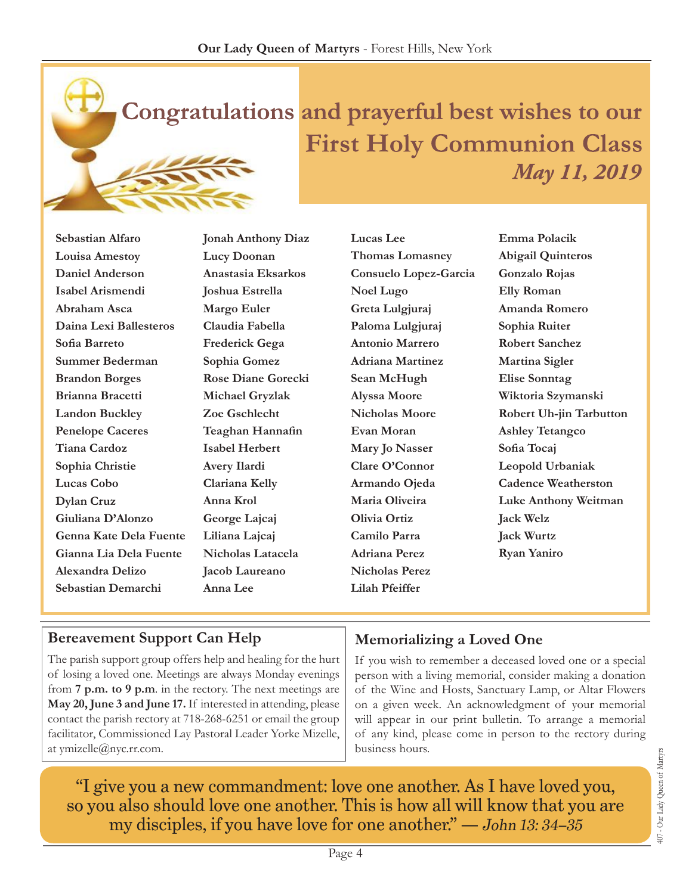# Congratulations and prayerful best wishes to our First Holy Communion Class

*May 11, 2019*

Sebastian Alfaro
Louisa Amestoy
Daniel Anderson
Isabel Arismendi
Abraham Asca
Daina Lexi Ballesteros
Sofia Barreto
Summer Bederman
Brandon Borges
Brianna Bracetti
Landon Buckley
Penelope Caceres
Tiana Cardoz
Sophia Christie
Lucas Cobo
Dylan Cruz
Giuliana D'Alonzo
Genna Kate Dela Fuente
Gianna Lia Dela Fuente
Alexandra Delizo
Sebastian Demarchi
Jonah Anthony Diaz
Lucy Doonan
Anastasia Eksarkos
Joshua Estrella
Margo Euler
Claudia Fabella
Frederick Gega
Sophia Gomez
Rose Diane Gorecki
Michael Gryzlak
Zoe Gschlecht
Teaghan Hannafin
Isabel Herbert
Avery Ilardi
Clariana Kelly
Anna Krol
George Lajcaj
Liliana Lajcaj
Nicholas Latacela
Jacob Laureano
Anna Lee
Lucas Lee
Thomas Lomasney
Consuelo Lopez-Garcia
Noel Lugo
Greta Lulgjuraj
Paloma Lulgjuraj
Antonio Marrero
Adriana Martinez
Sean McHugh
Alyssa Moore
Nicholas Moore
Evan Moran
Mary Jo Nasser
Clare O'Connor
Armando Ojeda
Maria Oliveira
Olivia Ortiz
Camilo Parra
Adriana Perez
Nicholas Perez
Lilah Pfeiffer
Emma Polacik
Abigail Quinteros
Gonzalo Rojas
Elly Roman
Amanda Romero
Sophia Ruiter
Robert Sanchez
Martina Sigler
Elise Sonntag
Wiktoria Szymanski
Robert Uh-jin Tarbutton
Ashley Tetangco
Sofia Tocaj
Leopold Urbaniak
Cadence Weatherston
Luke Anthony Weitman
Jack Welz
Jack Wurtz
Ryan Yaniro

## Bereavement Support Can Help

The parish support group offers help and healing for the hurt of losing a loved one. Meetings are always Monday evenings from **7 p.m. to 9 p.m**. in the rectory. The next meetings are **May 20, June 3 and June 17.** If interested in attending, please contact the parish rectory at 718-268-6251 or email the group facilitator, Commissioned Lay Pastoral Leader Yorke Mizelle, at ymizelle@nyc.rr.com.

## Memorializing a Loved One

If you wish to remember a deceased loved one or a special person with a living memorial, consider making a donation of the Wine and Hosts, Sanctuary Lamp, or Altar Flowers on a given week. An acknowledgment of your memorial will appear in our print bulletin. To arrange a memorial of any kind, please come in person to the rectory during business hours.

"I give you a new commandment: love one another. As I have loved you, so you also should love one another. This is how all will know that you are my disciples, if you have love for one another." — *John 13: 34–35*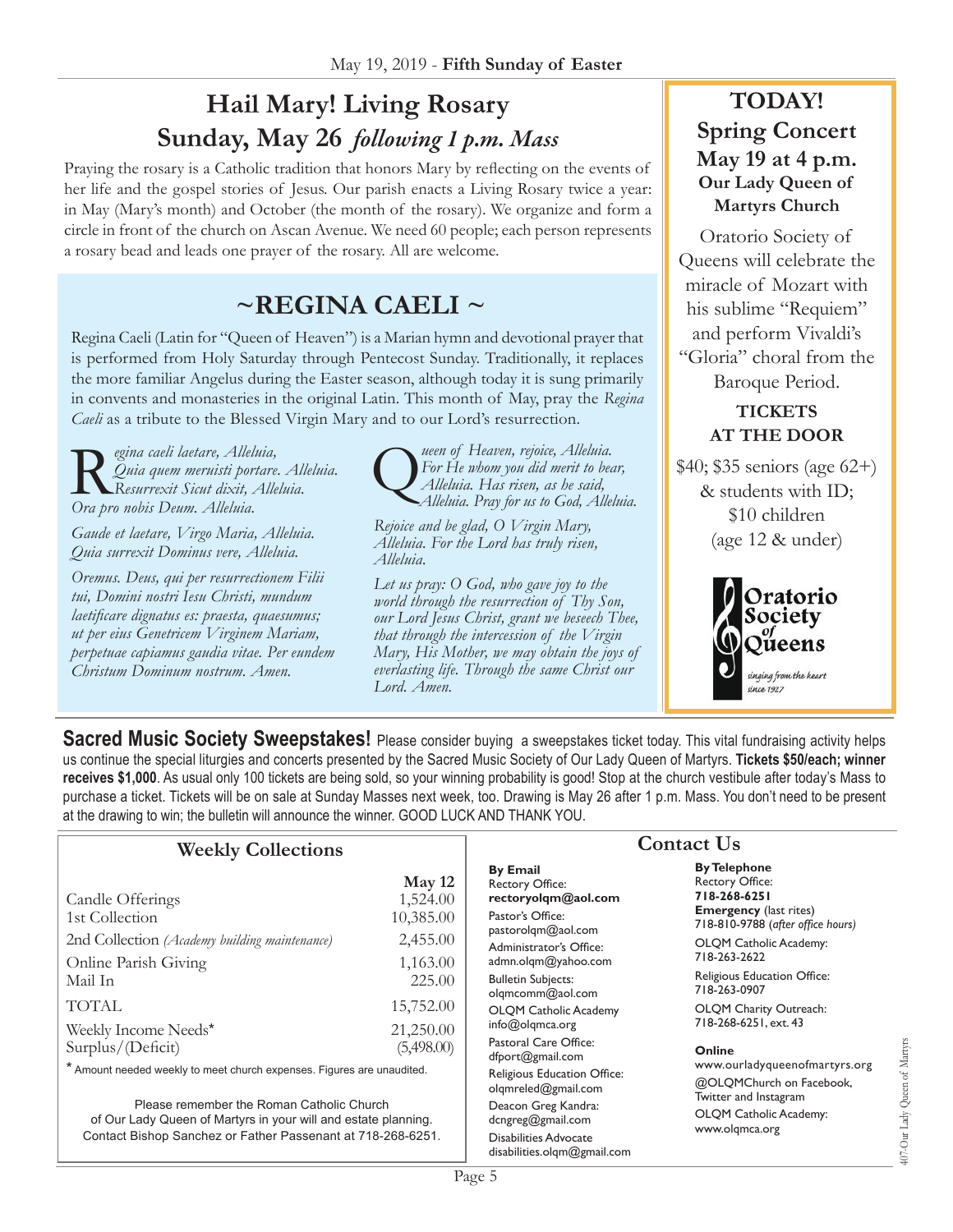# Hail Mary! Living Rosary

## Sunday, May 26 *following 1 p.m. Mass*

Praying the rosary is a Catholic tradition that honors Mary by reflecting on the events of her life and the gospel stories of Jesus. Our parish enacts a Living Rosary twice a year: in May (Mary's month) and October (the month of the rosary). We organize and form a circle in front of the church on Ascan Avenue. We need 60 people; each person represents a rosary bead and leads one prayer of the rosary. All are welcome.

## ~REGINA CAELI ~

Regina Caeli (Latin for "Queen of Heaven") is a Marian hymn and devotional prayer that is performed from Holy Saturday through Pentecost Sunday. Traditionally, it replaces the more familiar Angelus during the Easter season, although today it is sung primarily in convents and monasteries in the original Latin. This month of May, pray the *Regina Caeli* as a tribute to the Blessed Virgin Mary and to our Lord's resurrection.

*Regina caeli laetare, Alleluia,*
*Quia quem meruisti portare. Alleluia.*
*Resurrexit Sicut dixit, Alleluia.*
*Ora pro nobis Deum. Alleluia.*

*Gaude et laetare, Virgo Maria, Alleluia.*
*Quia surrexit Dominus vere, Alleluia.*

*Oremus. Deus, qui per resurrectionem Filii tui, Domini nostri Iesu Christi, mundum laetificare dignatus es: praesta, quaesumus; ut per eius Genetricem Virginem Mariam, perpetuae capiamus gaudia vitae. Per eundem Christum Dominum nostrum. Amen.*

*Queen of Heaven, rejoice, Alleluia.*
*For He whom you did merit to bear,*
*Alleluia. Has risen, as he said,*
*Alleluia. Pray for us to God, Alleluia.*

*Rejoice and be glad, O Virgin Mary, Alleluia. For the Lord has truly risen, Alleluia.*

*Let us pray: O God, who gave joy to the world through the resurrection of Thy Son, our Lord Jesus Christ, grant we beseech Thee, that through the intercession of the Virgin Mary, His Mother, we may obtain the joys of everlasting life. Through the same Christ our Lord. Amen.*

## TODAY! Spring Concert May 19 at 4 p.m.

**Our Lady Queen of Martyrs Church**

Oratorio Society of Queens will celebrate the miracle of Mozart with his sublime "Requiem" and perform Vivaldi's "Gloria" choral from the Baroque Period.

**TICKETS AT THE DOOR**

$40; $35 seniors (age 62+) & students with ID; $10 children (age 12 & under)

Oratorio Society of Queens — *singing from the heart since 1927*

**Sacred Music Society Sweepstakes!** Please consider buying a sweepstakes ticket today. This vital fundraising activity helps us continue the special liturgies and concerts presented by the Sacred Music Society of Our Lady Queen of Martyrs. **Tickets $50/each; winner receives $1,000**. As usual only 100 tickets are being sold, so your winning probability is good! Stop at the church vestibule after today's Mass to purchase a ticket. Tickets will be on sale at Sunday Masses next week, too. Drawing is May 26 after 1 p.m. Mass. You don't need to be present at the drawing to win; the bulletin will announce the winner. GOOD LUCK AND THANK YOU.

## Weekly Collections

| | May 12 |
|---|---|
| Candle Offerings | 1,524.00 |
| 1st Collection | 10,385.00 |
| 2nd Collection *(Academy building maintenance)* | 2,455.00 |
| Online Parish Giving | 1,163.00 |
| Mail In | 225.00 |
| TOTAL | 15,752.00 |
| Weekly Income Needs* | 21,250.00 |
| Surplus/(Deficit) | (5,498.00) |

\* Amount needed weekly to meet church expenses. Figures are unaudited.

Please remember the Roman Catholic Church of Our Lady Queen of Martyrs in your will and estate planning. Contact Bishop Sanchez or Father Passenant at 718-268-6251.

## Contact Us

**By Email**

Rectory Office: **rectoryolqm@aol.com**

Pastor's Office: pastorolqm@aol.com

Administrator's Office: admn.olqm@yahoo.com

Bulletin Subjects: olqmcomm@aol.com

OLQM Catholic Academy info@olqmca.org

Pastoral Care Office: dfport@gmail.com

Religious Education Office: olqmreled@gmail.com

Deacon Greg Kandra: dcngreg@gmail.com

Disabilities Advocate disabilities.olqm@gmail.com

**By Telephone**

Rectory Office: **718-268-6251**

**Emergency** (last rites) 718-810-9788 (*after office hours*)

OLQM Catholic Academy: 718-263-2622

Religious Education Office: 718-263-0907

OLQM Charity Outreach: 718-268-6251, ext. 43

**Online**

www.ourladyqueenofmartyrs.org

@OLQMChurch on Facebook, Twitter and Instagram

OLQM Catholic Academy: www.olqmca.org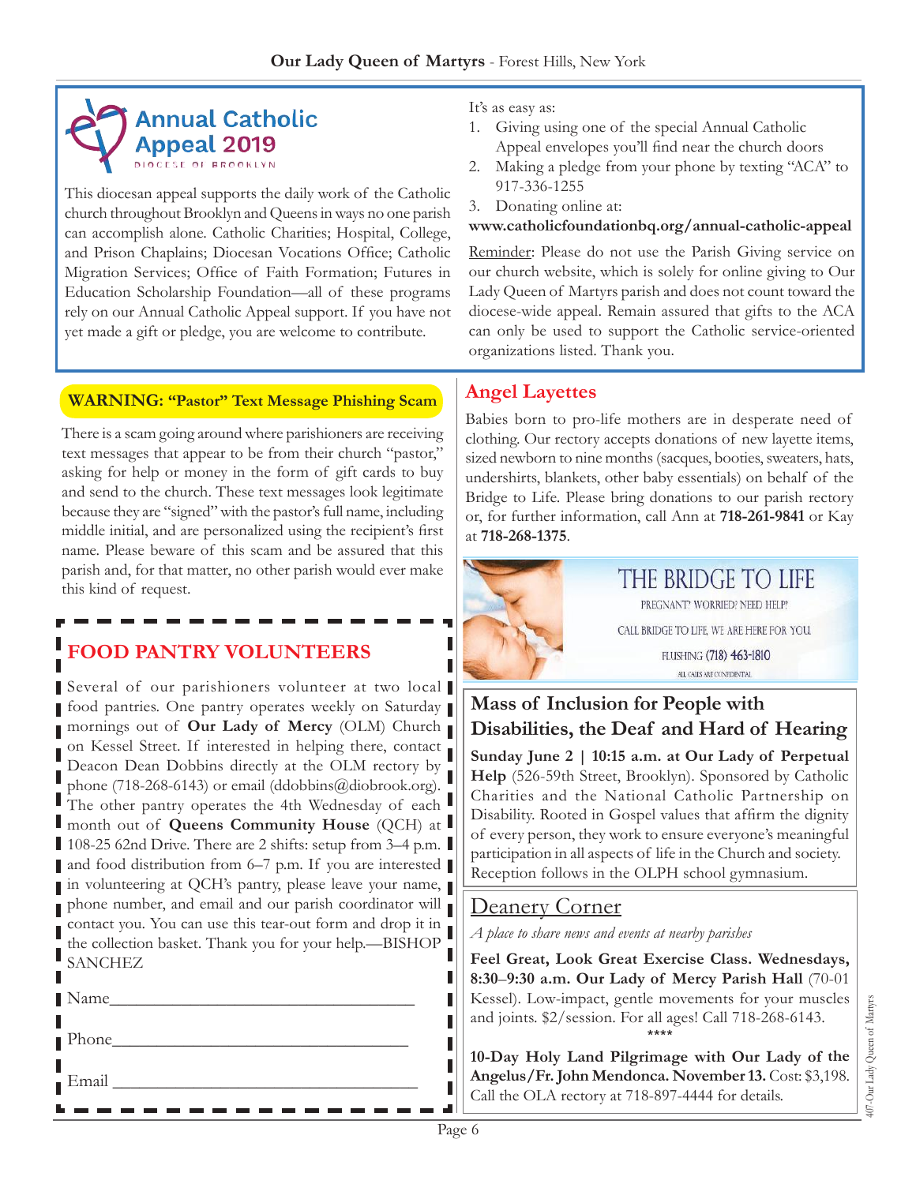## Annual Catholic Appeal 2019

DIOCESE OF BROOKLYN

This diocesan appeal supports the daily work of the Catholic church throughout Brooklyn and Queens in ways no one parish can accomplish alone. Catholic Charities; Hospital, College, and Prison Chaplains; Diocesan Vocations Office; Catholic Migration Services; Office of Faith Formation; Futures in Education Scholarship Foundation—all of these programs rely on our Annual Catholic Appeal support. If you have not yet made a gift or pledge, you are welcome to contribute.

It's as easy as:

1. Giving using one of the special Annual Catholic Appeal envelopes you'll find near the church doors
2. Making a pledge from your phone by texting "ACA" to 917-336-1255
3. Donating online at:

**www.catholicfoundationbq.org/annual-catholic-appeal**

Reminder: Please do not use the Parish Giving service on our church website, which is solely for online giving to Our Lady Queen of Martyrs parish and does not count toward the diocese-wide appeal. Remain assured that gifts to the ACA can only be used to support the Catholic service-oriented organizations listed. Thank you.

## WARNING: "Pastor" Text Message Phishing Scam

There is a scam going around where parishioners are receiving text messages that appear to be from their church "pastor," asking for help or money in the form of gift cards to buy and send to the church. These text messages look legitimate because they are "signed" with the pastor's full name, including middle initial, and are personalized using the recipient's first name. Please beware of this scam and be assured that this parish and, for that matter, no other parish would ever make this kind of request.

## FOOD PANTRY VOLUNTEERS

Several of our parishioners volunteer at two local food pantries. One pantry operates weekly on Saturday mornings out of **Our Lady of Mercy** (OLM) Church on Kessel Street. If interested in helping there, contact Deacon Dean Dobbins directly at the OLM rectory by phone (718-268-6143) or email (ddobbins@diobrook.org). The other pantry operates the 4th Wednesday of each month out of **Queens Community House** (QCH) at 108-25 62nd Drive. There are 2 shifts: setup from 3–4 p.m. and food distribution from 6–7 p.m. If you are interested in volunteering at QCH's pantry, please leave your name, phone number, and email and our parish coordinator will contact you. You can use this tear-out form and drop it in the collection basket. Thank you for your help.—BISHOP SANCHEZ

Name___________________________________

Phone__________________________________

Email __________________________________

## Angel Layettes

Babies born to pro-life mothers are in desperate need of clothing. Our rectory accepts donations of new layette items, sized newborn to nine months (sacques, booties, sweaters, hats, undershirts, blankets, other baby essentials) on behalf of the Bridge to Life. Please bring donations to our parish rectory or, for further information, call Ann at **718-261-9841** or Kay at **718-268-1375**.

THE BRIDGE TO LIFE

PREGNANT? WORRIED? NEED HELP?

CALL BRIDGE TO LIFE, WE ARE HERE FOR YOU.

FLUSHING (718) 463-1810

ALL CALLS ARE CONFIDENTIAL

## Mass of Inclusion for People with Disabilities, the Deaf and Hard of Hearing

**Sunday June 2 | 10:15 a.m. at Our Lady of Perpetual Help** (526-59th Street, Brooklyn). Sponsored by Catholic Charities and the National Catholic Partnership on Disability. Rooted in Gospel values that affirm the dignity of every person, they work to ensure everyone's meaningful participation in all aspects of life in the Church and society. Reception follows in the OLPH school gymnasium.

## Deanery Corner

*A place to share news and events at nearby parishes*

**Feel Great, Look Great Exercise Class. Wednesdays, 8:30–9:30 a.m. Our Lady of Mercy Parish Hall** (70-01 Kessel). Low-impact, gentle movements for your muscles and joints. $2/session. For all ages! Call 718-268-6143.

\*\*\*\*

**10-Day Holy Land Pilgrimage with Our Lady of the Angelus/Fr. John Mendonca. November 13.** Cost: $3,198. Call the OLA rectory at 718-897-4444 for details.